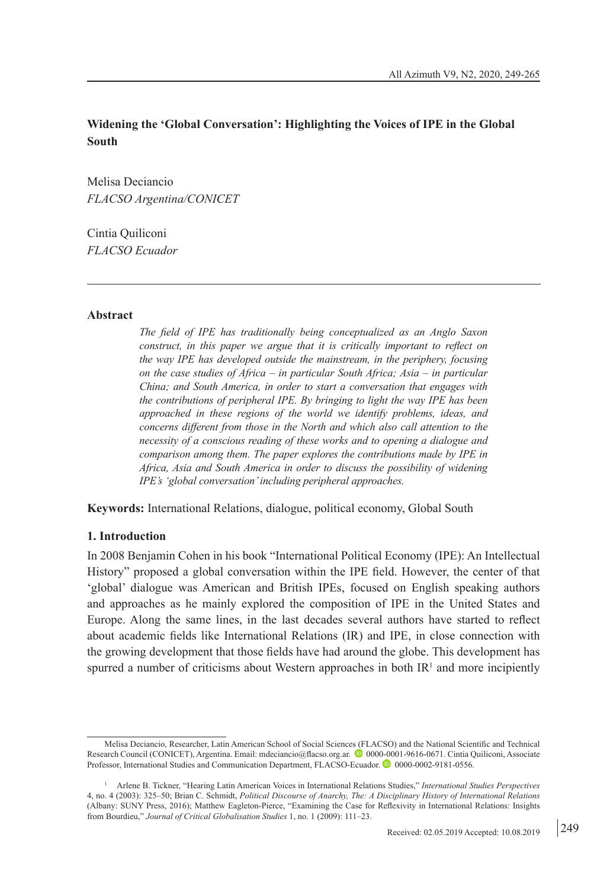# Widening the 'Global Conversation': Highlighting the Voices of IPE in the Global South

Melisa Deciancio
*FLACSO Argentina/CONICET*

Cintia Quiliconi
*FLACSO Ecuador*

---

## Abstract

*The field of IPE has traditionally being conceptualized as an Anglo Saxon construct, in this paper we argue that it is critically important to reflect on the way IPE has developed outside the mainstream, in the periphery, focusing on the case studies of Africa – in particular South Africa; Asia – in particular China; and South America, in order to start a conversation that engages with the contributions of peripheral IPE. By bringing to light the way IPE has been approached in these regions of the world we identify problems, ideas, and concerns different from those in the North and which also call attention to the necessity of a conscious reading of these works and to opening a dialogue and comparison among them. The paper explores the contributions made by IPE in Africa, Asia and South America in order to discuss the possibility of widening IPE's 'global conversation' including peripheral approaches.*

**Keywords:** International Relations, dialogue, political economy, Global South

## 1. Introduction

In 2008 Benjamin Cohen in his book "International Political Economy (IPE): An Intellectual History" proposed a global conversation within the IPE field. However, the center of that 'global' dialogue was American and British IPEs, focused on English speaking authors and approaches as he mainly explored the composition of IPE in the United States and Europe. Along the same lines, in the last decades several authors have started to reflect about academic fields like International Relations (IR) and IPE, in close connection with the growing development that those fields have had around the globe. This development has spurred a number of criticisms about Western approaches in both IR[1] and more incipiently

---

Melisa Deciancio, Researcher, Latin American School of Social Sciences (FLACSO) and the National Scientific and Technical Research Council (CONICET), Argentina. Email: mdeciancio@flacso.org.ar. 0000-0001-9616-0671. Cintia Quiliconi, Associate Professor, International Studies and Communication Department, FLACSO-Ecuador. 0000-0002-9181-0556.

[1] Arlene B. Tickner, "Hearing Latin American Voices in International Relations Studies," *International Studies Perspectives* 4, no. 4 (2003): 325–50; Brian C. Schmidt, *Political Discourse of Anarchy, The: A Disciplinary History of International Relations* (Albany: SUNY Press, 2016); Matthew Eagleton-Pierce, "Examining the Case for Reflexivity in International Relations: Insights from Bourdieu," *Journal of Critical Globalisation Studies* 1, no. 1 (2009): 111–23.

Received: 02.05.2019 Accepted: 10.08.2019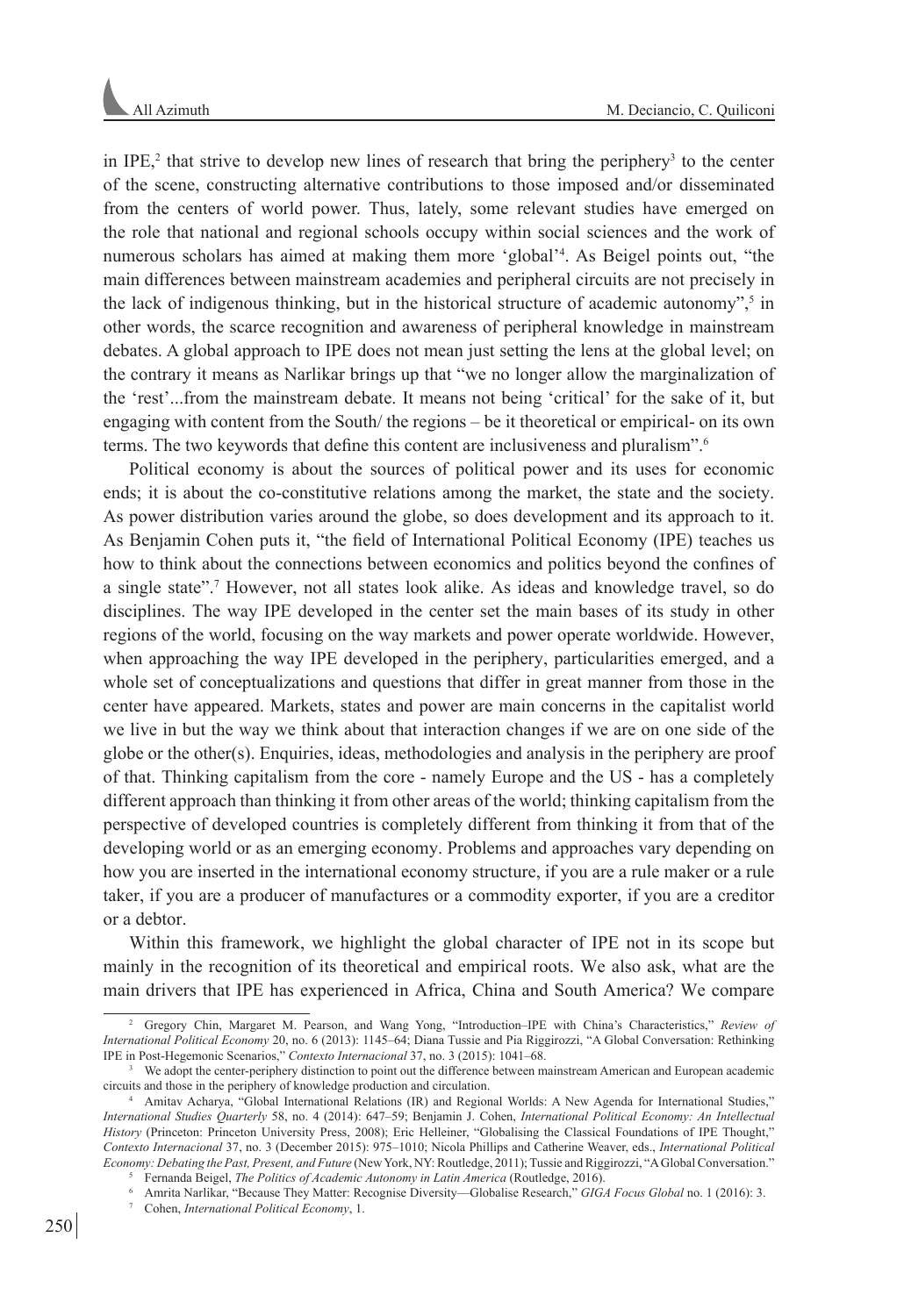in IPE,[2] that strive to develop new lines of research that bring the periphery[3] to the center of the scene, constructing alternative contributions to those imposed and/or disseminated from the centers of world power. Thus, lately, some relevant studies have emerged on the role that national and regional schools occupy within social sciences and the work of numerous scholars has aimed at making them more 'global'[4]. As Beigel points out, "the main differences between mainstream academies and peripheral circuits are not precisely in the lack of indigenous thinking, but in the historical structure of academic autonomy",[5] in other words, the scarce recognition and awareness of peripheral knowledge in mainstream debates. A global approach to IPE does not mean just setting the lens at the global level; on the contrary it means as Narlikar brings up that "we no longer allow the marginalization of the 'rest'...from the mainstream debate. It means not being 'critical' for the sake of it, but engaging with content from the South/ the regions – be it theoretical or empirical- on its own terms. The two keywords that define this content are inclusiveness and pluralism".[6]

Political economy is about the sources of political power and its uses for economic ends; it is about the co-constitutive relations among the market, the state and the society. As power distribution varies around the globe, so does development and its approach to it. As Benjamin Cohen puts it, "the field of International Political Economy (IPE) teaches us how to think about the connections between economics and politics beyond the confines of a single state".[7] However, not all states look alike. As ideas and knowledge travel, so do disciplines. The way IPE developed in the center set the main bases of its study in other regions of the world, focusing on the way markets and power operate worldwide. However, when approaching the way IPE developed in the periphery, particularities emerged, and a whole set of conceptualizations and questions that differ in great manner from those in the center have appeared. Markets, states and power are main concerns in the capitalist world we live in but the way we think about that interaction changes if we are on one side of the globe or the other(s). Enquiries, ideas, methodologies and analysis in the periphery are proof of that. Thinking capitalism from the core - namely Europe and the US - has a completely different approach than thinking it from other areas of the world; thinking capitalism from the perspective of developed countries is completely different from thinking it from that of the developing world or as an emerging economy. Problems and approaches vary depending on how you are inserted in the international economy structure, if you are a rule maker or a rule taker, if you are a producer of manufactures or a commodity exporter, if you are a creditor or a debtor.

Within this framework, we highlight the global character of IPE not in its scope but mainly in the recognition of its theoretical and empirical roots. We also ask, what are the main drivers that IPE has experienced in Africa, China and South America? We compare

---

[2] Gregory Chin, Margaret M. Pearson, and Wang Yong, "Introduction–IPE with China's Characteristics," *Review of International Political Economy* 20, no. 6 (2013): 1145–64; Diana Tussie and Pia Riggirozzi, "A Global Conversation: Rethinking IPE in Post-Hegemonic Scenarios," *Contexto Internacional* 37, no. 3 (2015): 1041–68.

[3] We adopt the center-periphery distinction to point out the difference between mainstream American and European academic circuits and those in the periphery of knowledge production and circulation.

[4] Amitav Acharya, "Global International Relations (IR) and Regional Worlds: A New Agenda for International Studies," *International Studies Quarterly* 58, no. 4 (2014): 647–59; Benjamin J. Cohen, *International Political Economy: An Intellectual History* (Princeton: Princeton University Press, 2008); Eric Helleiner, "Globalising the Classical Foundations of IPE Thought," *Contexto Internacional* 37, no. 3 (December 2015): 975–1010; Nicola Phillips and Catherine Weaver, eds., *International Political Economy: Debating the Past, Present, and Future* (New York, NY: Routledge, 2011); Tussie and Riggirozzi, "A Global Conversation."

[5] Fernanda Beigel, *The Politics of Academic Autonomy in Latin America* (Routledge, 2016).

[6] Amrita Narlikar, "Because They Matter: Recognise Diversity—Globalise Research," *GIGA Focus Global* no. 1 (2016): 3.

[7] Cohen, *International Political Economy*, 1.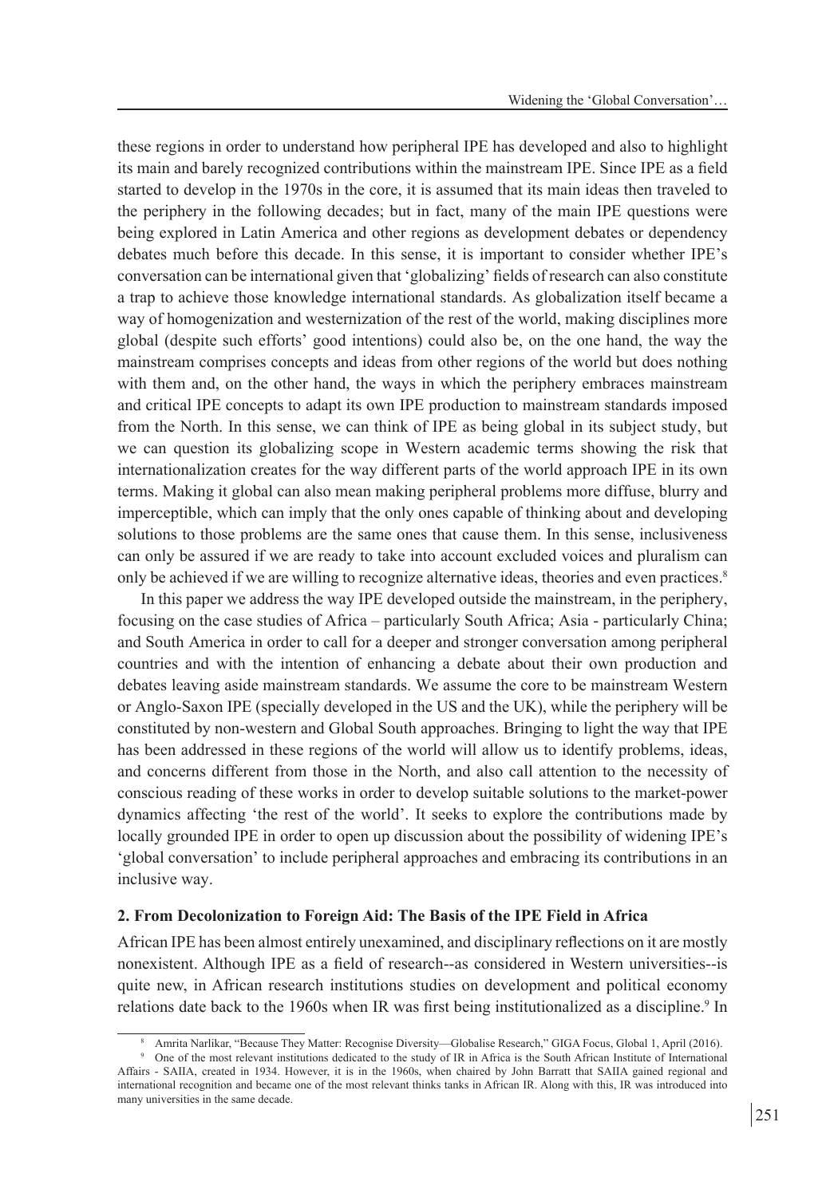these regions in order to understand how peripheral IPE has developed and also to highlight its main and barely recognized contributions within the mainstream IPE. Since IPE as a field started to develop in the 1970s in the core, it is assumed that its main ideas then traveled to the periphery in the following decades; but in fact, many of the main IPE questions were being explored in Latin America and other regions as development debates or dependency debates much before this decade. In this sense, it is important to consider whether IPE's conversation can be international given that 'globalizing' fields of research can also constitute a trap to achieve those knowledge international standards. As globalization itself became a way of homogenization and westernization of the rest of the world, making disciplines more global (despite such efforts' good intentions) could also be, on the one hand, the way the mainstream comprises concepts and ideas from other regions of the world but does nothing with them and, on the other hand, the ways in which the periphery embraces mainstream and critical IPE concepts to adapt its own IPE production to mainstream standards imposed from the North. In this sense, we can think of IPE as being global in its subject study, but we can question its globalizing scope in Western academic terms showing the risk that internationalization creates for the way different parts of the world approach IPE in its own terms. Making it global can also mean making peripheral problems more diffuse, blurry and imperceptible, which can imply that the only ones capable of thinking about and developing solutions to those problems are the same ones that cause them. In this sense, inclusiveness can only be assured if we are ready to take into account excluded voices and pluralism can only be achieved if we are willing to recognize alternative ideas, theories and even practices.[8]

In this paper we address the way IPE developed outside the mainstream, in the periphery, focusing on the case studies of Africa – particularly South Africa; Asia - particularly China; and South America in order to call for a deeper and stronger conversation among peripheral countries and with the intention of enhancing a debate about their own production and debates leaving aside mainstream standards. We assume the core to be mainstream Western or Anglo-Saxon IPE (specially developed in the US and the UK), while the periphery will be constituted by non-western and Global South approaches. Bringing to light the way that IPE has been addressed in these regions of the world will allow us to identify problems, ideas, and concerns different from those in the North, and also call attention to the necessity of conscious reading of these works in order to develop suitable solutions to the market-power dynamics affecting 'the rest of the world'. It seeks to explore the contributions made by locally grounded IPE in order to open up discussion about the possibility of widening IPE's 'global conversation' to include peripheral approaches and embracing its contributions in an inclusive way.

## 2. From Decolonization to Foreign Aid: The Basis of the IPE Field in Africa

African IPE has been almost entirely unexamined, and disciplinary reflections on it are mostly nonexistent. Although IPE as a field of research--as considered in Western universities--is quite new, in African research institutions studies on development and political economy relations date back to the 1960s when IR was first being institutionalized as a discipline.[9] In

---

[8] Amrita Narlikar, "Because They Matter: Recognise Diversity—Globalise Research," GIGA Focus, Global 1, April (2016).

[9] One of the most relevant institutions dedicated to the study of IR in Africa is the South African Institute of International Affairs - SAIIA, created in 1934. However, it is in the 1960s, when chaired by John Barratt that SAIIA gained regional and international recognition and became one of the most relevant thinks tanks in African IR. Along with this, IR was introduced into many universities in the same decade.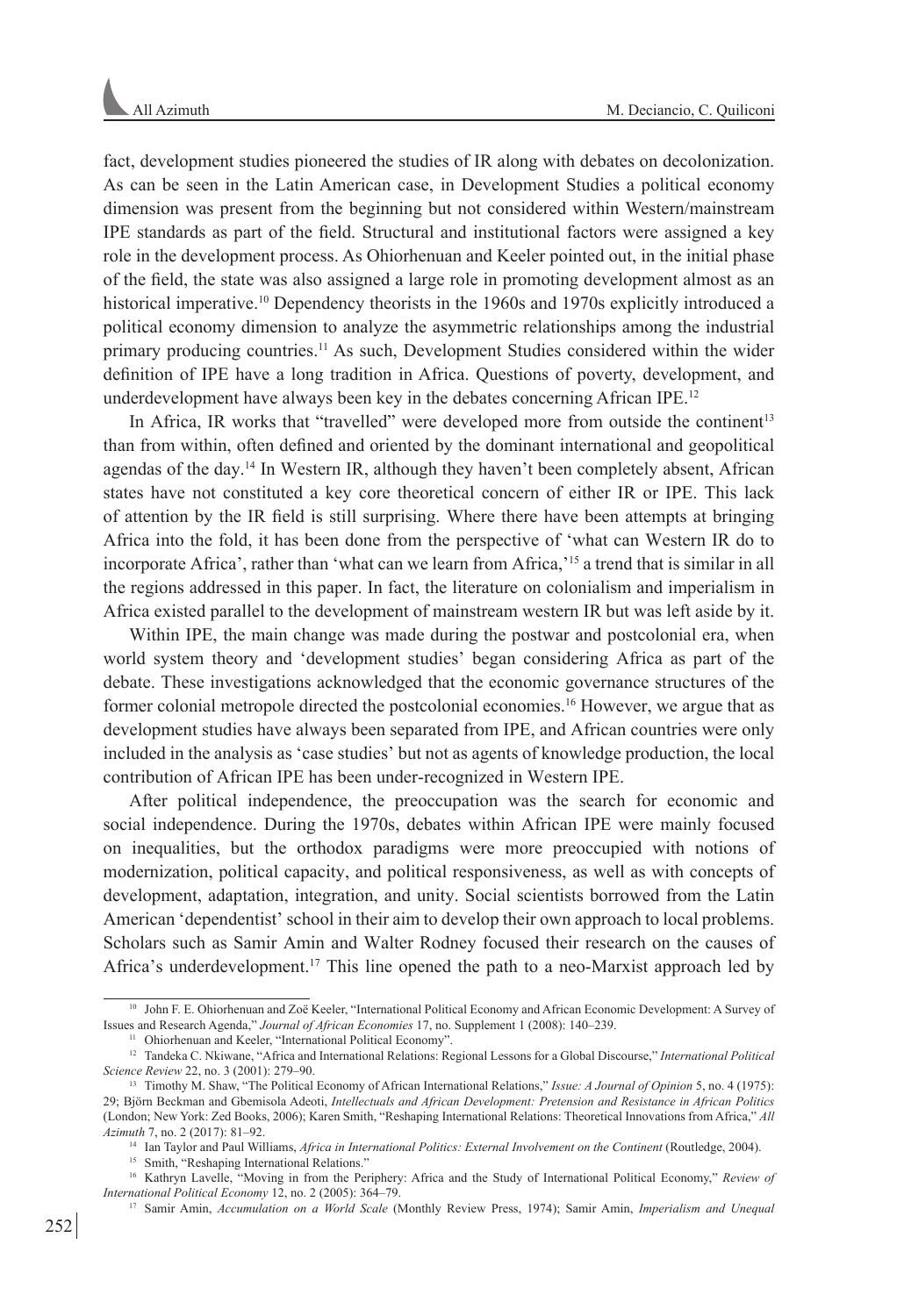fact, development studies pioneered the studies of IR along with debates on decolonization. As can be seen in the Latin American case, in Development Studies a political economy dimension was present from the beginning but not considered within Western/mainstream IPE standards as part of the field. Structural and institutional factors were assigned a key role in the development process. As Ohiorhenuan and Keeler pointed out, in the initial phase of the field, the state was also assigned a large role in promoting development almost as an historical imperative.[10] Dependency theorists in the 1960s and 1970s explicitly introduced a political economy dimension to analyze the asymmetric relationships among the industrial primary producing countries.[11] As such, Development Studies considered within the wider definition of IPE have a long tradition in Africa. Questions of poverty, development, and underdevelopment have always been key in the debates concerning African IPE.[12]

In Africa, IR works that "travelled" were developed more from outside the continent[13] than from within, often defined and oriented by the dominant international and geopolitical agendas of the day.[14] In Western IR, although they haven't been completely absent, African states have not constituted a key core theoretical concern of either IR or IPE. This lack of attention by the IR field is still surprising. Where there have been attempts at bringing Africa into the fold, it has been done from the perspective of 'what can Western IR do to incorporate Africa', rather than 'what can we learn from Africa,'[15] a trend that is similar in all the regions addressed in this paper. In fact, the literature on colonialism and imperialism in Africa existed parallel to the development of mainstream western IR but was left aside by it.

Within IPE, the main change was made during the postwar and postcolonial era, when world system theory and 'development studies' began considering Africa as part of the debate. These investigations acknowledged that the economic governance structures of the former colonial metropole directed the postcolonial economies.[16] However, we argue that as development studies have always been separated from IPE, and African countries were only included in the analysis as 'case studies' but not as agents of knowledge production, the local contribution of African IPE has been under-recognized in Western IPE.

After political independence, the preoccupation was the search for economic and social independence. During the 1970s, debates within African IPE were mainly focused on inequalities, but the orthodox paradigms were more preoccupied with notions of modernization, political capacity, and political responsiveness, as well as with concepts of development, adaptation, integration, and unity. Social scientists borrowed from the Latin American 'dependentist' school in their aim to develop their own approach to local problems. Scholars such as Samir Amin and Walter Rodney focused their research on the causes of Africa's underdevelopment.[17] This line opened the path to a neo-Marxist approach led by

---

[10] John F. E. Ohiorhenuan and Zoë Keeler, "International Political Economy and African Economic Development: A Survey of Issues and Research Agenda," *Journal of African Economies* 17, no. Supplement 1 (2008): 140–239.

[11] Ohiorhenuan and Keeler, "International Political Economy".

[12] Tandeka C. Nkiwane, "Africa and International Relations: Regional Lessons for a Global Discourse," *International Political Science Review* 22, no. 3 (2001): 279–90.

[13] Timothy M. Shaw, "The Political Economy of African International Relations," *Issue: A Journal of Opinion* 5, no. 4 (1975): 29; Björn Beckman and Gbemisola Adeoti, *Intellectuals and African Development: Pretension and Resistance in African Politics* (London; New York: Zed Books, 2006); Karen Smith, "Reshaping International Relations: Theoretical Innovations from Africa," *All Azimuth* 7, no. 2 (2017): 81–92.

[14] Ian Taylor and Paul Williams, *Africa in International Politics: External Involvement on the Continent* (Routledge, 2004).

[15] Smith, "Reshaping International Relations."

[16] Kathryn Lavelle, "Moving in from the Periphery: Africa and the Study of International Political Economy," *Review of International Political Economy* 12, no. 2 (2005): 364–79.

[17] Samir Amin, *Accumulation on a World Scale* (Monthly Review Press, 1974); Samir Amin, *Imperialism and Unequal*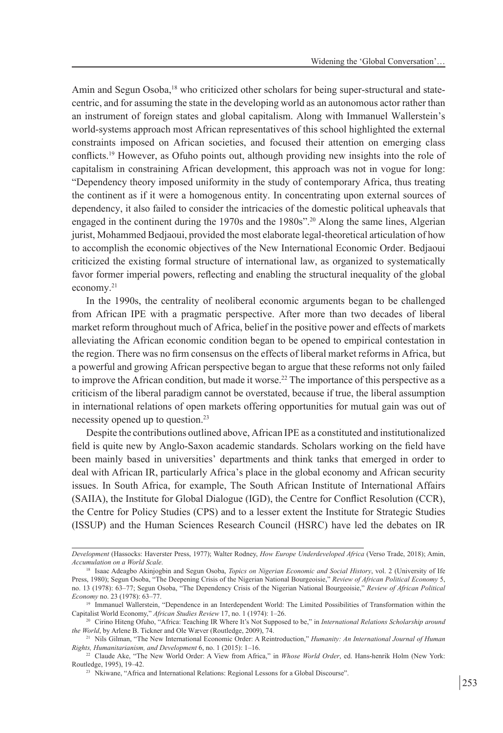Amin and Segun Osoba,[18] who criticized other scholars for being super-structural and state-centric, and for assuming the state in the developing world as an autonomous actor rather than an instrument of foreign states and global capitalism. Along with Immanuel Wallerstein's world-systems approach most African representatives of this school highlighted the external constraints imposed on African societies, and focused their attention on emerging class conflicts.[19] However, as Ofuho points out, although providing new insights into the role of capitalism in constraining African development, this approach was not in vogue for long: "Dependency theory imposed uniformity in the study of contemporary Africa, thus treating the continent as if it were a homogenous entity. In concentrating upon external sources of dependency, it also failed to consider the intricacies of the domestic political upheavals that engaged in the continent during the 1970s and the 1980s".[20] Along the same lines, Algerian jurist, Mohammed Bedjaoui, provided the most elaborate legal-theoretical articulation of how to accomplish the economic objectives of the New International Economic Order. Bedjaoui criticized the existing formal structure of international law, as organized to systematically favor former imperial powers, reflecting and enabling the structural inequality of the global economy.[21]

In the 1990s, the centrality of neoliberal economic arguments began to be challenged from African IPE with a pragmatic perspective. After more than two decades of liberal market reform throughout much of Africa, belief in the positive power and effects of markets alleviating the African economic condition began to be opened to empirical contestation in the region. There was no firm consensus on the effects of liberal market reforms in Africa, but a powerful and growing African perspective began to argue that these reforms not only failed to improve the African condition, but made it worse.[22] The importance of this perspective as a criticism of the liberal paradigm cannot be overstated, because if true, the liberal assumption in international relations of open markets offering opportunities for mutual gain was out of necessity opened up to question.[23]

Despite the contributions outlined above, African IPE as a constituted and institutionalized field is quite new by Anglo-Saxon academic standards. Scholars working on the field have been mainly based in universities' departments and think tanks that emerged in order to deal with African IR, particularly Africa's place in the global economy and African security issues. In South Africa, for example, The South African Institute of International Affairs (SAIIA), the Institute for Global Dialogue (IGD), the Centre for Conflict Resolution (CCR), the Centre for Policy Studies (CPS) and to a lesser extent the Institute for Strategic Studies (ISSUP) and the Human Sciences Research Council (HSRC) have led the debates on IR

---

*Development* (Hassocks: Haverster Press, 1977); Walter Rodney, *How Europe Underdeveloped Africa* (Verso Trade, 2018); Amin, *Accumulation on a World Scale*.

[18] Isaac Adeagbo Akinjogbin and Segun Osoba, *Topics on Nigerian Economic and Social History*, vol. 2 (University of Ife Press, 1980); Segun Osoba, "The Deepening Crisis of the Nigerian National Bourgeoisie," *Review of African Political Economy* 5, no. 13 (1978): 63–77; Segun Osoba, "The Dependency Crisis of the Nigerian National Bourgeoisie," *Review of African Political Economy* no. 23 (1978): 63–77.

[19] Immanuel Wallerstein, "Dependence in an Interdependent World: The Limited Possibilities of Transformation within the Capitalist World Economy," *African Studies Review* 17, no. 1 (1974): 1–26.

[20] Cirino Hiteng Ofuho, "Africa: Teaching IR Where It's Not Supposed to be," in *International Relations Scholarship around the World*, by Arlene B. Tickner and Ole Wæver (Routledge, 2009), 74.

[21] Nils Gilman, "The New International Economic Order: A Reintroduction," *Humanity: An International Journal of Human Rights, Humanitarianism, and Development* 6, no. 1 (2015): 1–16.

[22] Claude Ake, "The New World Order: A View from Africa," in *Whose World Order*, ed. Hans-henrik Holm (New York: Routledge, 1995), 19–42.

[23] Nkiwane, "Africa and International Relations: Regional Lessons for a Global Discourse".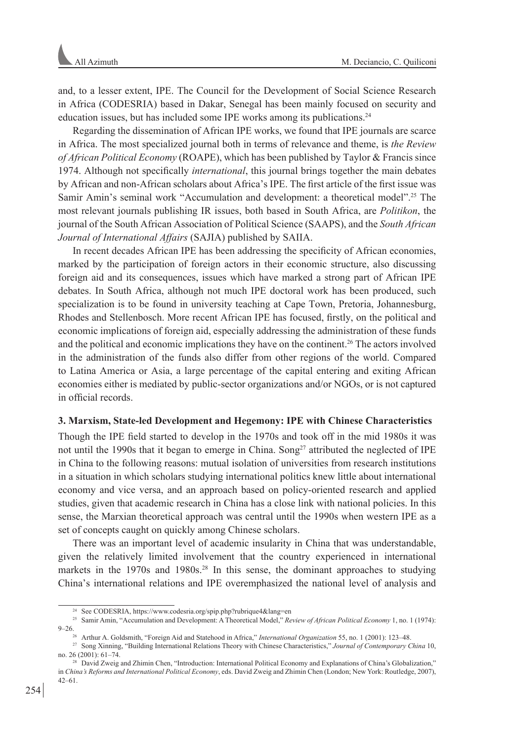and, to a lesser extent, IPE. The Council for the Development of Social Science Research in Africa (CODESRIA) based in Dakar, Senegal has been mainly focused on security and education issues, but has included some IPE works among its publications.[24]

Regarding the dissemination of African IPE works, we found that IPE journals are scarce in Africa. The most specialized journal both in terms of relevance and theme, is *the Review of African Political Economy* (ROAPE), which has been published by Taylor & Francis since 1974. Although not specifically *international*, this journal brings together the main debates by African and non-African scholars about Africa's IPE. The first article of the first issue was Samir Amin's seminal work "Accumulation and development: a theoretical model".[25] The most relevant journals publishing IR issues, both based in South Africa, are *Politikon*, the journal of the South African Association of Political Science (SAAPS), and the *South African Journal of International Affairs* (SAJIA) published by SAIIA.

In recent decades African IPE has been addressing the specificity of African economies, marked by the participation of foreign actors in their economic structure, also discussing foreign aid and its consequences, issues which have marked a strong part of African IPE debates. In South Africa, although not much IPE doctoral work has been produced, such specialization is to be found in university teaching at Cape Town, Pretoria, Johannesburg, Rhodes and Stellenbosch. More recent African IPE has focused, firstly, on the political and economic implications of foreign aid, especially addressing the administration of these funds and the political and economic implications they have on the continent.[26] The actors involved in the administration of the funds also differ from other regions of the world. Compared to Latina America or Asia, a large percentage of the capital entering and exiting African economies either is mediated by public-sector organizations and/or NGOs, or is not captured in official records.

### 3. Marxism, State-led Development and Hegemony: IPE with Chinese Characteristics

Though the IPE field started to develop in the 1970s and took off in the mid 1980s it was not until the 1990s that it began to emerge in China. Song[27] attributed the neglected of IPE in China to the following reasons: mutual isolation of universities from research institutions in a situation in which scholars studying international politics knew little about international economy and vice versa, and an approach based on policy-oriented research and applied studies, given that academic research in China has a close link with national policies. In this sense, the Marxian theoretical approach was central until the 1990s when western IPE as a set of concepts caught on quickly among Chinese scholars.

There was an important level of academic insularity in China that was understandable, given the relatively limited involvement that the country experienced in international markets in the 1970s and 1980s.[28] In this sense, the dominant approaches to studying China's international relations and IPE overemphasized the national level of analysis and

---

[24] See CODESRIA, https://www.codesria.org/spip.php?rubrique4&lang=en

[25] Samir Amin, "Accumulation and Development: A Theoretical Model," *Review of African Political Economy* 1, no. 1 (1974): 9–26.

[26] Arthur A. Goldsmith, "Foreign Aid and Statehood in Africa," *International Organization* 55, no. 1 (2001): 123–48.

[27] Song Xinning, "Building International Relations Theory with Chinese Characteristics," *Journal of Contemporary China* 10, no. 26 (2001): 61–74.

[28] David Zweig and Zhimin Chen, "Introduction: International Political Economy and Explanations of China's Globalization," in *China's Reforms and International Political Economy*, eds. David Zweig and Zhimin Chen (London; New York: Routledge, 2007), 42–61.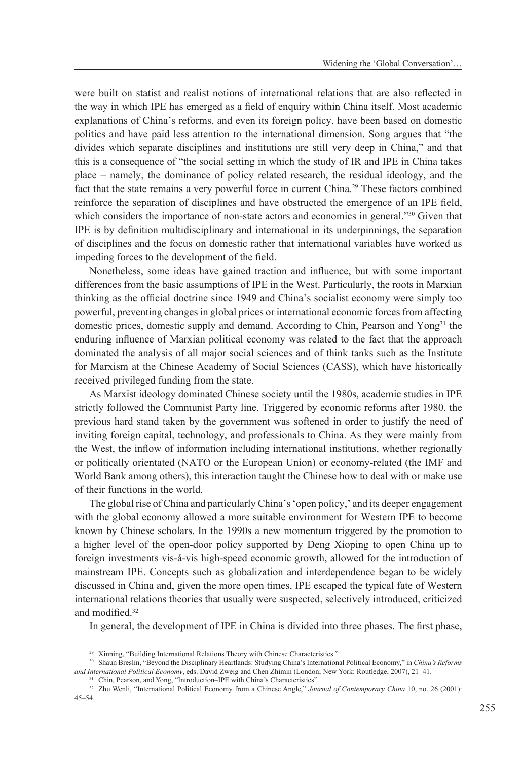were built on statist and realist notions of international relations that are also reflected in the way in which IPE has emerged as a field of enquiry within China itself. Most academic explanations of China's reforms, and even its foreign policy, have been based on domestic politics and have paid less attention to the international dimension. Song argues that "the divides which separate disciplines and institutions are still very deep in China," and that this is a consequence of "the social setting in which the study of IR and IPE in China takes place – namely, the dominance of policy related research, the residual ideology, and the fact that the state remains a very powerful force in current China.[29] These factors combined reinforce the separation of disciplines and have obstructed the emergence of an IPE field, which considers the importance of non-state actors and economics in general."[30] Given that IPE is by definition multidisciplinary and international in its underpinnings, the separation of disciplines and the focus on domestic rather that international variables have worked as impeding forces to the development of the field.

Nonetheless, some ideas have gained traction and influence, but with some important differences from the basic assumptions of IPE in the West. Particularly, the roots in Marxian thinking as the official doctrine since 1949 and China's socialist economy were simply too powerful, preventing changes in global prices or international economic forces from affecting domestic prices, domestic supply and demand. According to Chin, Pearson and Yong[31] the enduring influence of Marxian political economy was related to the fact that the approach dominated the analysis of all major social sciences and of think tanks such as the Institute for Marxism at the Chinese Academy of Social Sciences (CASS), which have historically received privileged funding from the state.

As Marxist ideology dominated Chinese society until the 1980s, academic studies in IPE strictly followed the Communist Party line. Triggered by economic reforms after 1980, the previous hard stand taken by the government was softened in order to justify the need of inviting foreign capital, technology, and professionals to China. As they were mainly from the West, the inflow of information including international institutions, whether regionally or politically orientated (NATO or the European Union) or economy-related (the IMF and World Bank among others), this interaction taught the Chinese how to deal with or make use of their functions in the world.

The global rise of China and particularly China's 'open policy,' and its deeper engagement with the global economy allowed a more suitable environment for Western IPE to become known by Chinese scholars. In the 1990s a new momentum triggered by the promotion to a higher level of the open-door policy supported by Deng Xioping to open China up to foreign investments vis-á-vis high-speed economic growth, allowed for the introduction of mainstream IPE. Concepts such as globalization and interdependence began to be widely discussed in China and, given the more open times, IPE escaped the typical fate of Western international relations theories that usually were suspected, selectively introduced, criticized and modified.[32]

In general, the development of IPE in China is divided into three phases. The first phase,

---

[29] Xinning, "Building International Relations Theory with Chinese Characteristics."

[30] Shaun Breslin, "Beyond the Disciplinary Heartlands: Studying China's International Political Economy," in *China's Reforms and International Political Economy*, eds. David Zweig and Chen Zhimin (London; New York: Routledge, 2007), 21–41.

[31] Chin, Pearson, and Yong, "Introduction–IPE with China's Characteristics".

[32] Zhu Wenli, "International Political Economy from a Chinese Angle," *Journal of Contemporary China* 10, no. 26 (2001): 45–54.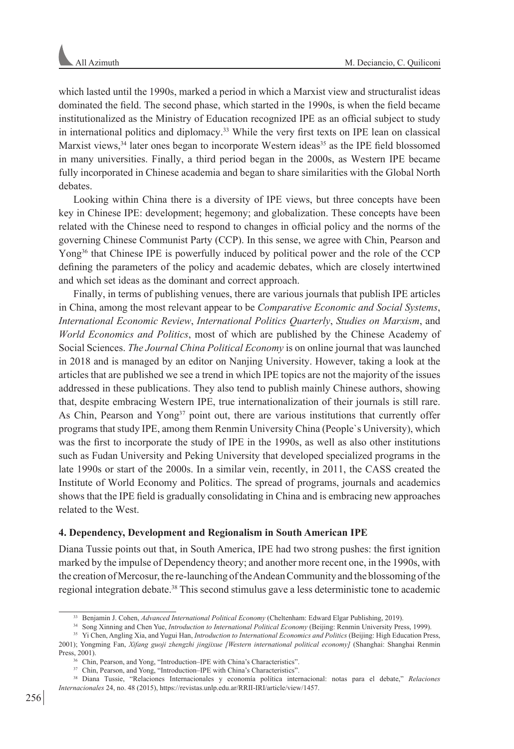which lasted until the 1990s, marked a period in which a Marxist view and structuralist ideas dominated the field. The second phase, which started in the 1990s, is when the field became institutionalized as the Ministry of Education recognized IPE as an official subject to study in international politics and diplomacy.[33] While the very first texts on IPE lean on classical Marxist views,[34] later ones began to incorporate Western ideas[35] as the IPE field blossomed in many universities. Finally, a third period began in the 2000s, as Western IPE became fully incorporated in Chinese academia and began to share similarities with the Global North debates.

Looking within China there is a diversity of IPE views, but three concepts have been key in Chinese IPE: development; hegemony; and globalization. These concepts have been related with the Chinese need to respond to changes in official policy and the norms of the governing Chinese Communist Party (CCP). In this sense, we agree with Chin, Pearson and Yong[36] that Chinese IPE is powerfully induced by political power and the role of the CCP defining the parameters of the policy and academic debates, which are closely intertwined and which set ideas as the dominant and correct approach.

Finally, in terms of publishing venues, there are various journals that publish IPE articles in China, among the most relevant appear to be *Comparative Economic and Social Systems*, *International Economic Review*, *International Politics Quarterly*, *Studies on Marxism*, and *World Economics and Politics*, most of which are published by the Chinese Academy of Social Sciences. *The Journal China Political Economy* is on online journal that was launched in 2018 and is managed by an editor on Nanjing University. However, taking a look at the articles that are published we see a trend in which IPE topics are not the majority of the issues addressed in these publications. They also tend to publish mainly Chinese authors, showing that, despite embracing Western IPE, true internationalization of their journals is still rare. As Chin, Pearson and Yong[37] point out, there are various institutions that currently offer programs that study IPE, among them Renmin University China (People`s University), which was the first to incorporate the study of IPE in the 1990s, as well as also other institutions such as Fudan University and Peking University that developed specialized programs in the late 1990s or start of the 2000s. In a similar vein, recently, in 2011, the CASS created the Institute of World Economy and Politics. The spread of programs, journals and academics shows that the IPE field is gradually consolidating in China and is embracing new approaches related to the West.

### 4. Dependency, Development and Regionalism in South American IPE

Diana Tussie points out that, in South America, IPE had two strong pushes: the first ignition marked by the impulse of Dependency theory; and another more recent one, in the 1990s, with the creation of Mercosur, the re-launching of the Andean Community and the blossoming of the regional integration debate.[38] This second stimulus gave a less deterministic tone to academic

---

[33] Benjamin J. Cohen, *Advanced International Political Economy* (Cheltenham: Edward Elgar Publishing, 2019).

[34] Song Xinning and Chen Yue, *Introduction to International Political Economy* (Beijing: Renmin University Press, 1999).

[35] Yi Chen, Angling Xia, and Yugui Han, *Introduction to International Economics and Politics* (Beijing: High Education Press, 2001); Yongming Fan, *Xifang guoji zhengzhi jingjixue [Western international political economy]* (Shanghai: Shanghai Renmin Press, 2001).

[36] Chin, Pearson, and Yong, "Introduction–IPE with China's Characteristics".

[37] Chin, Pearson, and Yong, "Introduction–IPE with China's Characteristics".

[38] Diana Tussie, "Relaciones Internacionales y economía política internacional: notas para el debate," *Relaciones Internacionales* 24, no. 48 (2015), https://revistas.unlp.edu.ar/RRII-IRI/article/view/1457.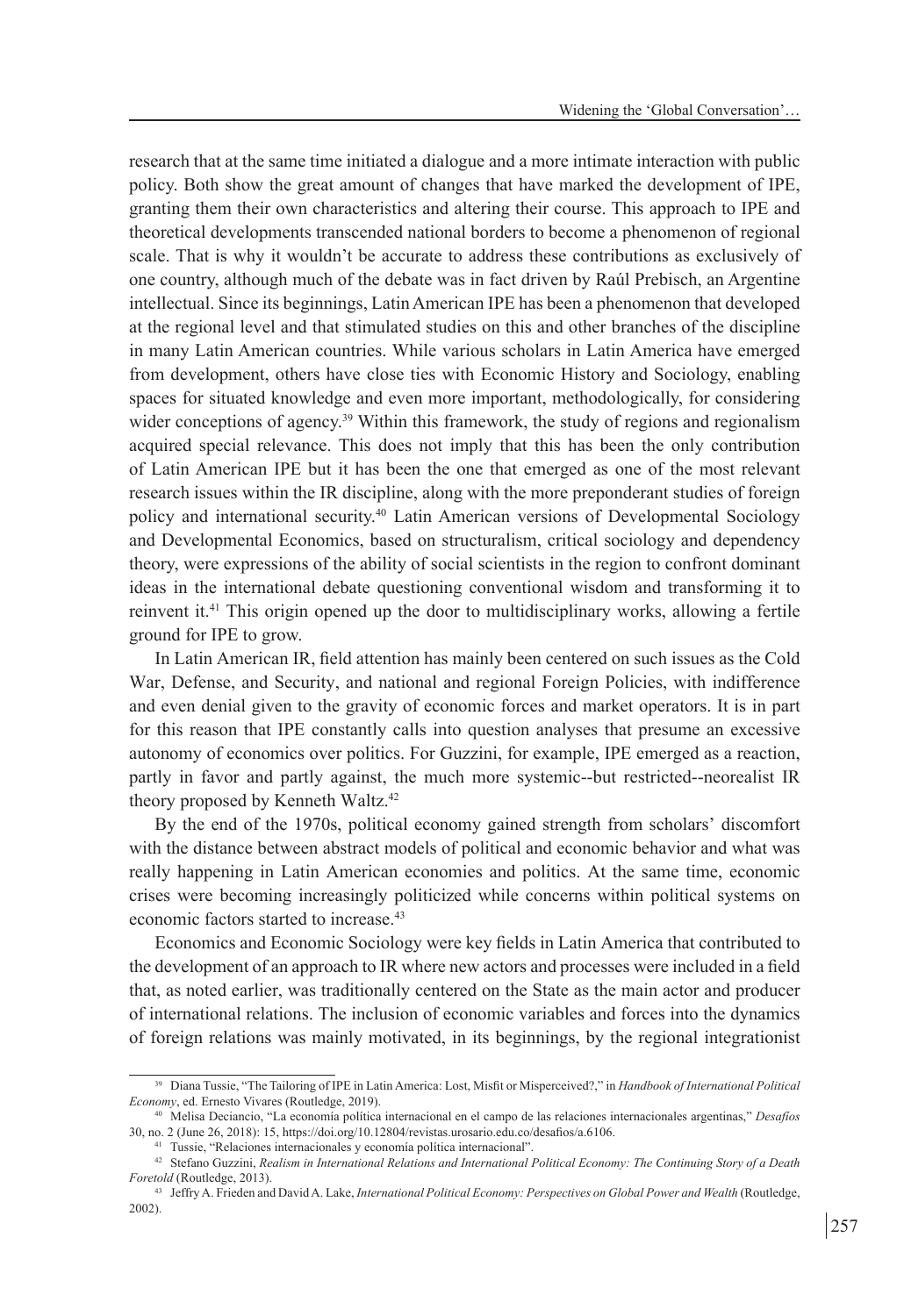research that at the same time initiated a dialogue and a more intimate interaction with public policy. Both show the great amount of changes that have marked the development of IPE, granting them their own characteristics and altering their course. This approach to IPE and theoretical developments transcended national borders to become a phenomenon of regional scale. That is why it wouldn't be accurate to address these contributions as exclusively of one country, although much of the debate was in fact driven by Raúl Prebisch, an Argentine intellectual. Since its beginnings, Latin American IPE has been a phenomenon that developed at the regional level and that stimulated studies on this and other branches of the discipline in many Latin American countries. While various scholars in Latin America have emerged from development, others have close ties with Economic History and Sociology, enabling spaces for situated knowledge and even more important, methodologically, for considering wider conceptions of agency.[39] Within this framework, the study of regions and regionalism acquired special relevance. This does not imply that this has been the only contribution of Latin American IPE but it has been the one that emerged as one of the most relevant research issues within the IR discipline, along with the more preponderant studies of foreign policy and international security.[40] Latin American versions of Developmental Sociology and Developmental Economics, based on structuralism, critical sociology and dependency theory, were expressions of the ability of social scientists in the region to confront dominant ideas in the international debate questioning conventional wisdom and transforming it to reinvent it.[41] This origin opened up the door to multidisciplinary works, allowing a fertile ground for IPE to grow.

In Latin American IR, field attention has mainly been centered on such issues as the Cold War, Defense, and Security, and national and regional Foreign Policies, with indifference and even denial given to the gravity of economic forces and market operators. It is in part for this reason that IPE constantly calls into question analyses that presume an excessive autonomy of economics over politics. For Guzzini, for example, IPE emerged as a reaction, partly in favor and partly against, the much more systemic--but restricted--neorealist IR theory proposed by Kenneth Waltz.[42]

By the end of the 1970s, political economy gained strength from scholars' discomfort with the distance between abstract models of political and economic behavior and what was really happening in Latin American economies and politics. At the same time, economic crises were becoming increasingly politicized while concerns within political systems on economic factors started to increase.[43]

Economics and Economic Sociology were key fields in Latin America that contributed to the development of an approach to IR where new actors and processes were included in a field that, as noted earlier, was traditionally centered on the State as the main actor and producer of international relations. The inclusion of economic variables and forces into the dynamics of foreign relations was mainly motivated, in its beginnings, by the regional integrationist

---

[39] Diana Tussie, "The Tailoring of IPE in Latin America: Lost, Misfit or Misperceived?," in *Handbook of International Political Economy*, ed. Ernesto Vivares (Routledge, 2019).

[40] Melisa Deciancio, "La economía política internacional en el campo de las relaciones internacionales argentinas," *Desafíos* 30, no. 2 (June 26, 2018): 15, https://doi.org/10.12804/revistas.urosario.edu.co/desafios/a.6106.

[41] Tussie, "Relaciones internacionales y economía política internacional".

[42] Stefano Guzzini, *Realism in International Relations and International Political Economy: The Continuing Story of a Death Foretold* (Routledge, 2013).

[43] Jeffry A. Frieden and David A. Lake, *International Political Economy: Perspectives on Global Power and Wealth* (Routledge, 2002).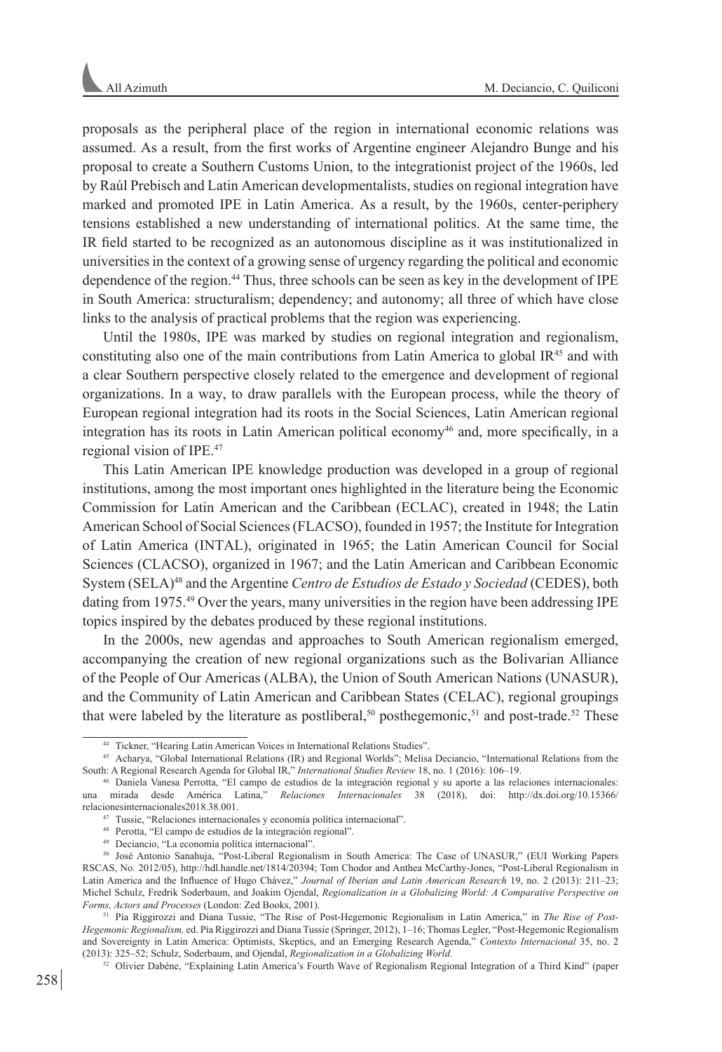proposals as the peripheral place of the region in international economic relations was assumed. As a result, from the first works of Argentine engineer Alejandro Bunge and his proposal to create a Southern Customs Union, to the integrationist project of the 1960s, led by Raúl Prebisch and Latin American developmentalists, studies on regional integration have marked and promoted IPE in Latin America. As a result, by the 1960s, center-periphery tensions established a new understanding of international politics. At the same time, the IR field started to be recognized as an autonomous discipline as it was institutionalized in universities in the context of a growing sense of urgency regarding the political and economic dependence of the region.[44] Thus, three schools can be seen as key in the development of IPE in South America: structuralism; dependency; and autonomy; all three of which have close links to the analysis of practical problems that the region was experiencing.

Until the 1980s, IPE was marked by studies on regional integration and regionalism, constituting also one of the main contributions from Latin America to global IR[45] and with a clear Southern perspective closely related to the emergence and development of regional organizations. In a way, to draw parallels with the European process, while the theory of European regional integration had its roots in the Social Sciences, Latin American regional integration has its roots in Latin American political economy[46] and, more specifically, in a regional vision of IPE.[47]

This Latin American IPE knowledge production was developed in a group of regional institutions, among the most important ones highlighted in the literature being the Economic Commission for Latin American and the Caribbean (ECLAC), created in 1948; the Latin American School of Social Sciences (FLACSO), founded in 1957; the Institute for Integration of Latin America (INTAL), originated in 1965; the Latin American Council for Social Sciences (CLACSO), organized in 1967; and the Latin American and Caribbean Economic System (SELA)[48] and the Argentine *Centro de Estudios de Estado y Sociedad* (CEDES), both dating from 1975.[49] Over the years, many universities in the region have been addressing IPE topics inspired by the debates produced by these regional institutions.

In the 2000s, new agendas and approaches to South American regionalism emerged, accompanying the creation of new regional organizations such as the Bolivarian Alliance of the People of Our Americas (ALBA), the Union of South American Nations (UNASUR), and the Community of Latin American and Caribbean States (CELAC), regional groupings that were labeled by the literature as postliberal,[50] posthegemonic,[51] and post-trade.[52] These

---

[44] Tickner, "Hearing Latin American Voices in International Relations Studies".

[45] Acharya, "Global International Relations (IR) and Regional Worlds"; Melisa Deciancio, "International Relations from the South: A Regional Research Agenda for Global IR," *International Studies Review* 18, no. 1 (2016): 106–19.

[46] Daniela Vanesa Perrotta, "El campo de estudios de la integración regional y su aporte a las relaciones internacionales: una mirada desde América Latina," *Relaciones Internacionales* 38 (2018), doi: http://dx.doi.org/10.15366/relacionesinternacionales2018.38.001.

[47] Tussie, "Relaciones internacionales y economía política internacional".

[48] Perotta, "El campo de estudios de la integración regional".

[49] Deciancio, "La economía política internacional".

[50] José Antonio Sanahuja, "Post-Liberal Regionalism in South America: The Case of UNASUR," (EUI Working Papers RSCAS, No. 2012/05), http://hdl.handle.net/1814/20394; Tom Chodor and Anthea McCarthy-Jones, "Post-Liberal Regionalism in Latin America and the Influence of Hugo Chávez," *Journal of Iberian and Latin American Research* 19, no. 2 (2013): 211–23; Michel Schulz, Fredrik Soderbaum, and Joakim Ojendal, *Regionalization in a Globalizing World: A Comparative Perspective on Forms, Actors and Processes* (London: Zed Books, 2001).

[51] Pía Riggirozzi and Diana Tussie, "The Rise of Post-Hegemonic Regionalism in Latin America," in *The Rise of Post-Hegemonic Regionalism,* ed. Pía Riggirozzi and Diana Tussie (Springer, 2012), 1–16; Thomas Legler, "Post-Hegemonic Regionalism and Sovereignty in Latin America: Optimists, Skeptics, and an Emerging Research Agenda," *Contexto Internacional* 35, no. 2 (2013): 325–52; Schulz, Soderbaum, and Ojendal, *Regionalization in a Globalizing World.*

[52] Olivier Dabène, "Explaining Latin America's Fourth Wave of Regionalism Regional Integration of a Third Kind" (paper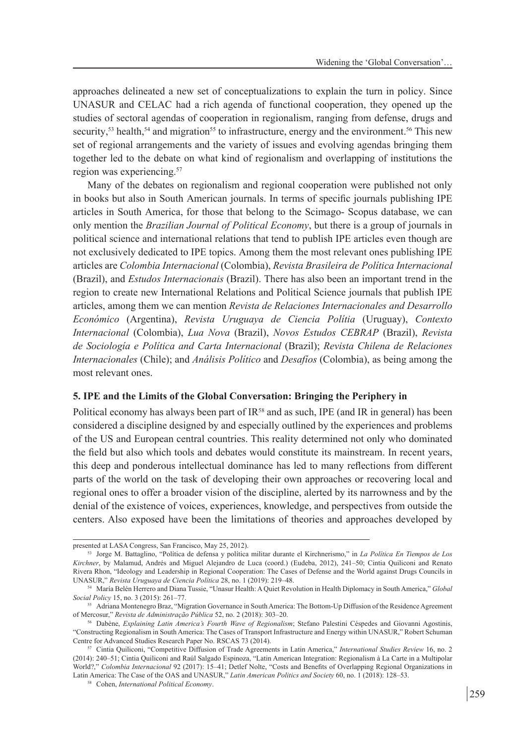approaches delineated a new set of conceptualizations to explain the turn in policy. Since UNASUR and CELAC had a rich agenda of functional cooperation, they opened up the studies of sectoral agendas of cooperation in regionalism, ranging from defense, drugs and security,[53] health,[54] and migration[55] to infrastructure, energy and the environment.[56] This new set of regional arrangements and the variety of issues and evolving agendas bringing them together led to the debate on what kind of regionalism and overlapping of institutions the region was experiencing.[57]

Many of the debates on regionalism and regional cooperation were published not only in books but also in South American journals. In terms of specific journals publishing IPE articles in South America, for those that belong to the Scimago- Scopus database, we can only mention the *Brazilian Journal of Political Economy*, but there is a group of journals in political science and international relations that tend to publish IPE articles even though are not exclusively dedicated to IPE topics. Among them the most relevant ones publishing IPE articles are *Colombia Internacional* (Colombia), *Revista Brasileira de Política Internacional* (Brazil), and *Estudos Internacionais* (Brazil). There has also been an important trend in the region to create new International Relations and Political Science journals that publish IPE articles, among them we can mention *Revista de Relaciones Internacionales and Desarrollo Económico* (Argentina), *Revista Uruguaya de Ciencia Polítia* (Uruguay), *Contexto Internacional* (Colombia), *Lua Nova* (Brazil), *Novos Estudos CEBRAP* (Brazil), *Revista de Sociología e Política and Carta Internacional* (Brazil); *Revista Chilena de Relaciones Internacionales* (Chile); and *Análisis Político* and *Desafíos* (Colombia), as being among the most relevant ones.

## 5. IPE and the Limits of the Global Conversation: Bringing the Periphery in

Political economy has always been part of IR[58] and as such, IPE (and IR in general) has been considered a discipline designed by and especially outlined by the experiences and problems of the US and European central countries. This reality determined not only who dominated the field but also which tools and debates would constitute its mainstream. In recent years, this deep and ponderous intellectual dominance has led to many reflections from different parts of the world on the task of developing their own approaches or recovering local and regional ones to offer a broader vision of the discipline, alerted by its narrowness and by the denial of the existence of voices, experiences, knowledge, and perspectives from outside the centers. Also exposed have been the limitations of theories and approaches developed by

---

presented at LASA Congress, San Francisco, May 25, 2012).

[53] Jorge M. Battaglino, "Política de defensa y política militar durante el Kirchnerismo," in *La Política En Tiempos de Los Kirchner*, by Malamud, Andrés and Miguel Alejandro de Luca (coord.) (Eudeba, 2012), 241–50; Cintia Quiliconi and Renato Rivera Rhon, "Ideology and Leadership in Regional Cooperation: The Cases of Defense and the World against Drugs Councils in UNASUR," *Revista Uruguaya de Ciencia Política* 28, no. 1 (2019): 219–48.

[54] María Belén Herrero and Diana Tussie, "Unasur Health: A Quiet Revolution in Health Diplomacy in South America," *Global Social Policy* 15, no. 3 (2015): 261–77.

[55] Adriana Montenegro Braz, "Migration Governance in South America: The Bottom-Up Diffusion of the Residence Agreement of Mercosur," *Revista de Administração Pública* 52, no. 2 (2018): 303–20.

[56] Dabène, *Explaining Latin America's Fourth Wave of Regionalism*; Stefano Palestini Céspedes and Giovanni Agostinis, "Constructing Regionalism in South America: The Cases of Transport Infrastructure and Energy within UNASUR," Robert Schuman Centre for Advanced Studies Research Paper No. RSCAS 73 (2014).

[57] Cintia Quiliconi, "Competitive Diffusion of Trade Agreements in Latin America," *International Studies Review* 16, no. 2 (2014): 240–51; Cintia Quiliconi and Raúl Salgado Espinoza, "Latin American Integration: Regionalism à La Carte in a Multipolar World?," *Colombia Internacional* 92 (2017): 15–41; Detlef Nolte, "Costs and Benefits of Overlapping Regional Organizations in Latin America: The Case of the OAS and UNASUR," *Latin American Politics and Society* 60, no. 1 (2018): 128–53.

[58] Cohen, *International Political Economy*.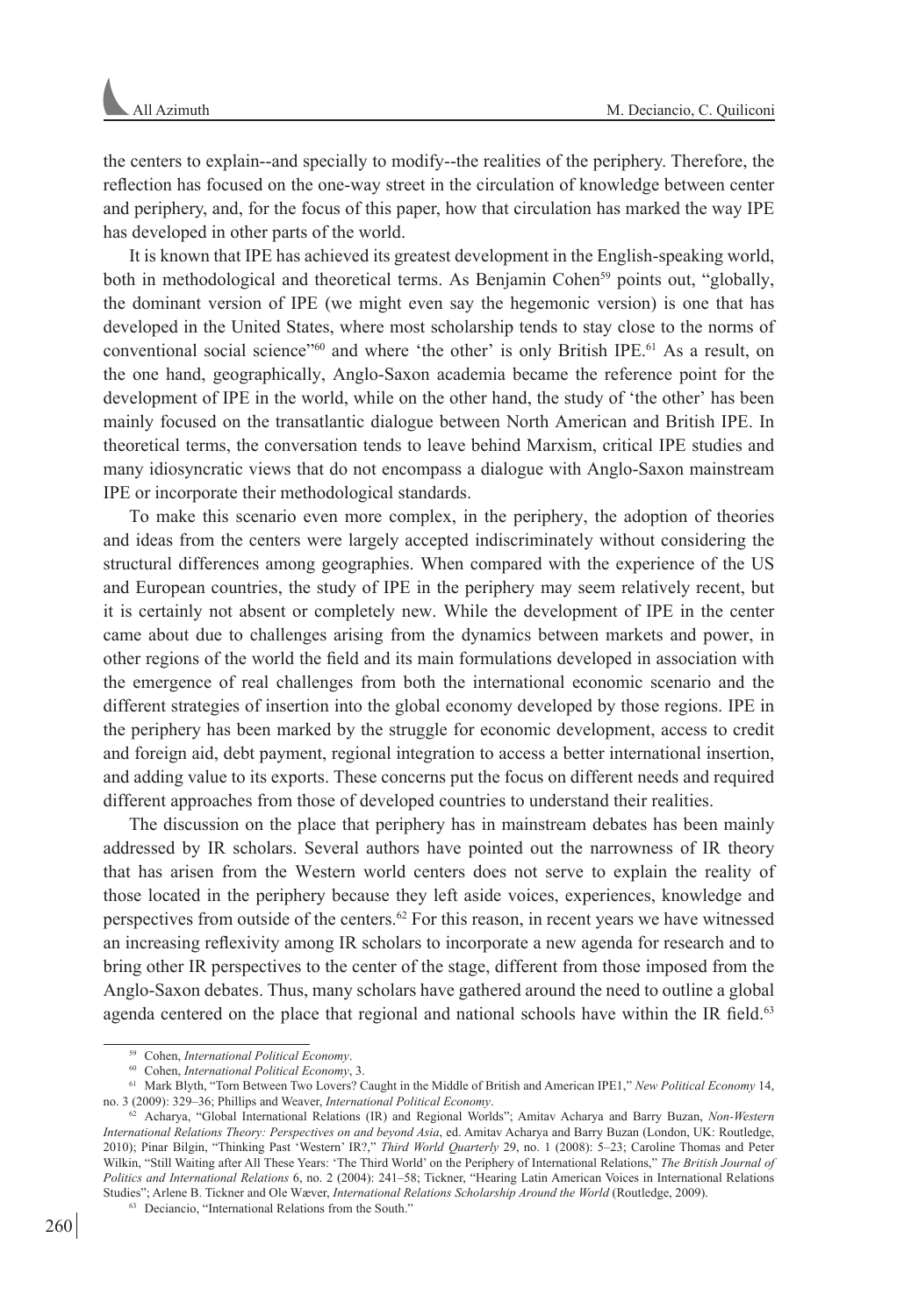the centers to explain--and specially to modify--the realities of the periphery. Therefore, the reflection has focused on the one-way street in the circulation of knowledge between center and periphery, and, for the focus of this paper, how that circulation has marked the way IPE has developed in other parts of the world.

It is known that IPE has achieved its greatest development in the English-speaking world, both in methodological and theoretical terms. As Benjamin Cohen[59] points out, "globally, the dominant version of IPE (we might even say the hegemonic version) is one that has developed in the United States, where most scholarship tends to stay close to the norms of conventional social science"[60] and where 'the other' is only British IPE.[61] As a result, on the one hand, geographically, Anglo-Saxon academia became the reference point for the development of IPE in the world, while on the other hand, the study of 'the other' has been mainly focused on the transatlantic dialogue between North American and British IPE. In theoretical terms, the conversation tends to leave behind Marxism, critical IPE studies and many idiosyncratic views that do not encompass a dialogue with Anglo-Saxon mainstream IPE or incorporate their methodological standards.

To make this scenario even more complex, in the periphery, the adoption of theories and ideas from the centers were largely accepted indiscriminately without considering the structural differences among geographies. When compared with the experience of the US and European countries, the study of IPE in the periphery may seem relatively recent, but it is certainly not absent or completely new. While the development of IPE in the center came about due to challenges arising from the dynamics between markets and power, in other regions of the world the field and its main formulations developed in association with the emergence of real challenges from both the international economic scenario and the different strategies of insertion into the global economy developed by those regions. IPE in the periphery has been marked by the struggle for economic development, access to credit and foreign aid, debt payment, regional integration to access a better international insertion, and adding value to its exports. These concerns put the focus on different needs and required different approaches from those of developed countries to understand their realities.

The discussion on the place that periphery has in mainstream debates has been mainly addressed by IR scholars. Several authors have pointed out the narrowness of IR theory that has arisen from the Western world centers does not serve to explain the reality of those located in the periphery because they left aside voices, experiences, knowledge and perspectives from outside of the centers.[62] For this reason, in recent years we have witnessed an increasing reflexivity among IR scholars to incorporate a new agenda for research and to bring other IR perspectives to the center of the stage, different from those imposed from the Anglo-Saxon debates. Thus, many scholars have gathered around the need to outline a global agenda centered on the place that regional and national schools have within the IR field.[63]

---

[59] Cohen, *International Political Economy*.

[60] Cohen, *International Political Economy*, 3.

[61] Mark Blyth, "Torn Between Two Lovers? Caught in the Middle of British and American IPE1," *New Political Economy* 14, no. 3 (2009): 329–36; Phillips and Weaver, *International Political Economy*.

[62] Acharya, "Global International Relations (IR) and Regional Worlds"; Amitav Acharya and Barry Buzan, *Non-Western International Relations Theory: Perspectives on and beyond Asia*, ed. Amitav Acharya and Barry Buzan (London, UK: Routledge, 2010); Pinar Bilgin, "Thinking Past 'Western' IR?," *Third World Quarterly* 29, no. 1 (2008): 5–23; Caroline Thomas and Peter Wilkin, "Still Waiting after All These Years: 'The Third World' on the Periphery of International Relations," *The British Journal of Politics and International Relations* 6, no. 2 (2004): 241–58; Tickner, "Hearing Latin American Voices in International Relations Studies"; Arlene B. Tickner and Ole Wæver, *International Relations Scholarship Around the World* (Routledge, 2009).

[63] Deciancio, "International Relations from the South."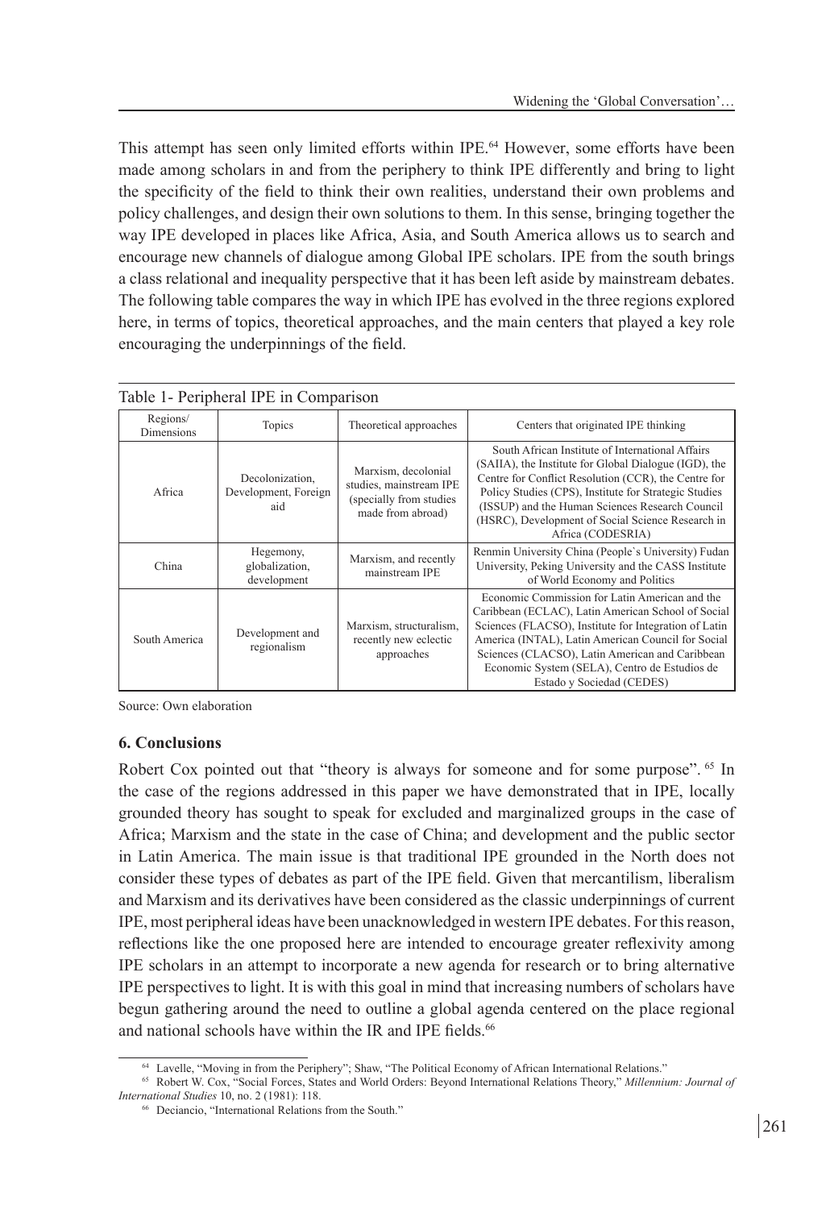This attempt has seen only limited efforts within IPE.[64] However, some efforts have been made among scholars in and from the periphery to think IPE differently and bring to light the specificity of the field to think their own realities, understand their own problems and policy challenges, and design their own solutions to them. In this sense, bringing together the way IPE developed in places like Africa, Asia, and South America allows us to search and encourage new channels of dialogue among Global IPE scholars. IPE from the south brings a class relational and inequality perspective that it has been left aside by mainstream debates. The following table compares the way in which IPE has evolved in the three regions explored here, in terms of topics, theoretical approaches, and the main centers that played a key role encouraging the underpinnings of the field.

Table 1- Peripheral IPE in Comparison

| Regions/ Dimensions | Topics | Theoretical approaches | Centers that originated IPE thinking |
|---|---|---|---|
| Africa | Decolonization, Development, Foreign aid | Marxism, decolonial studies, mainstream IPE (specially from studies made from abroad) | South African Institute of International Affairs (SAIIA), the Institute for Global Dialogue (IGD), the Centre for Conflict Resolution (CCR), the Centre for Policy Studies (CPS), Institute for Strategic Studies (ISSUP) and the Human Sciences Research Council (HSRC), Development of Social Science Research in Africa (CODESRIA) |
| China | Hegemony, globalization, development | Marxism, and recently mainstream IPE | Renmin University China (People`s University) Fudan University, Peking University and the CASS Institute of World Economy and Politics |
| South America | Development and regionalism | Marxism, structuralism, recently new eclectic approaches | Economic Commission for Latin American and the Caribbean (ECLAC), Latin American School of Social Sciences (FLACSO), Institute for Integration of Latin America (INTAL), Latin American Council for Social Sciences (CLACSO), Latin American and Caribbean Economic System (SELA), Centro de Estudios de Estado y Sociedad (CEDES) |

Source: Own elaboration

## 6. Conclusions

Robert Cox pointed out that "theory is always for someone and for some purpose". [65] In the case of the regions addressed in this paper we have demonstrated that in IPE, locally grounded theory has sought to speak for excluded and marginalized groups in the case of Africa; Marxism and the state in the case of China; and development and the public sector in Latin America. The main issue is that traditional IPE grounded in the North does not consider these types of debates as part of the IPE field. Given that mercantilism, liberalism and Marxism and its derivatives have been considered as the classic underpinnings of current IPE, most peripheral ideas have been unacknowledged in western IPE debates. For this reason, reflections like the one proposed here are intended to encourage greater reflexivity among IPE scholars in an attempt to incorporate a new agenda for research or to bring alternative IPE perspectives to light. It is with this goal in mind that increasing numbers of scholars have begun gathering around the need to outline a global agenda centered on the place regional and national schools have within the IR and IPE fields.[66]

[64] Lavelle, "Moving in from the Periphery"; Shaw, "The Political Economy of African International Relations."

[65] Robert W. Cox, "Social Forces, States and World Orders: Beyond International Relations Theory," *Millennium: Journal of International Studies* 10, no. 2 (1981): 118.

[66] Deciancio, "International Relations from the South."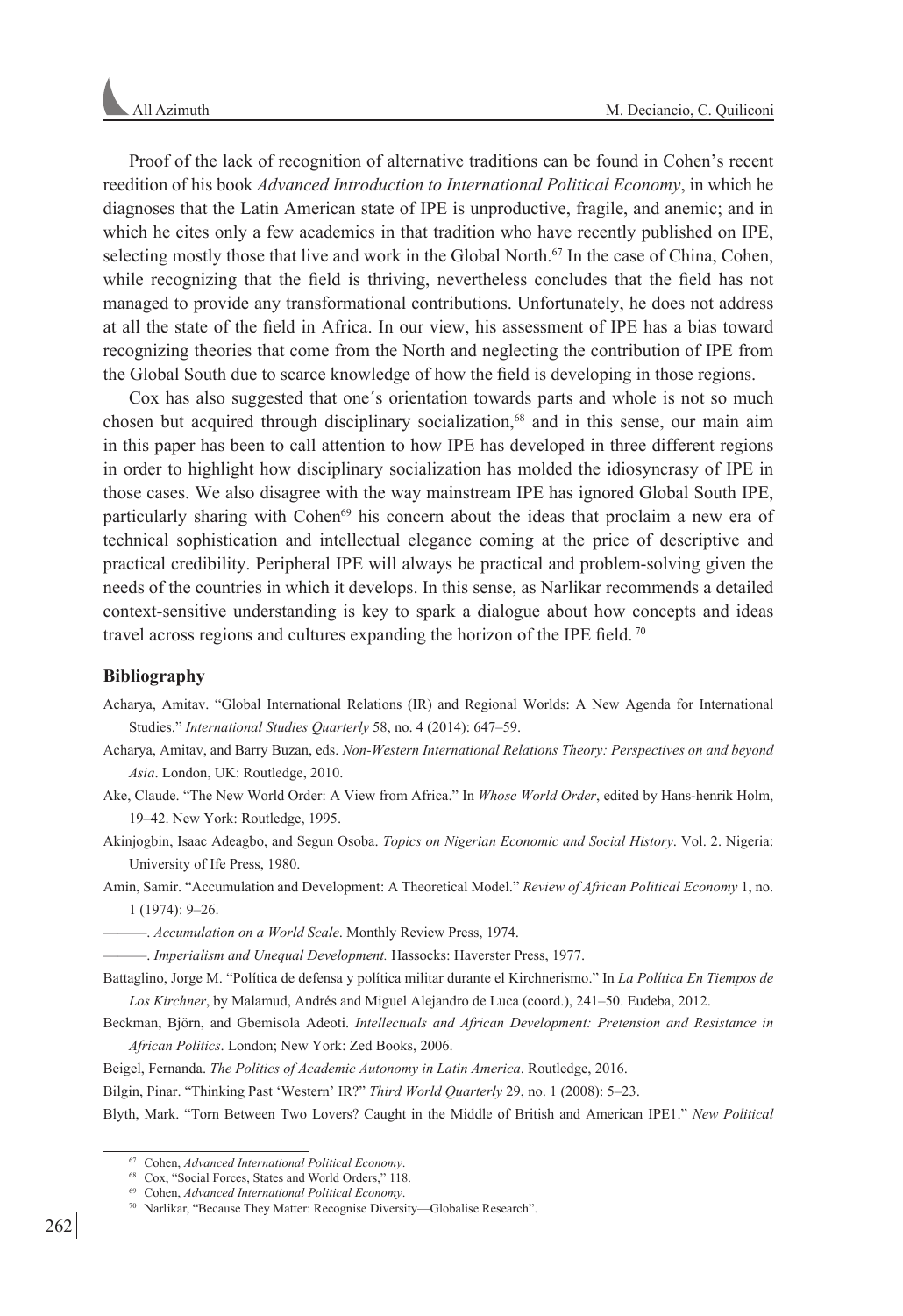Proof of the lack of recognition of alternative traditions can be found in Cohen's recent reedition of his book *Advanced Introduction to International Political Economy*, in which he diagnoses that the Latin American state of IPE is unproductive, fragile, and anemic; and in which he cites only a few academics in that tradition who have recently published on IPE, selecting mostly those that live and work in the Global North.[67] In the case of China, Cohen, while recognizing that the field is thriving, nevertheless concludes that the field has not managed to provide any transformational contributions. Unfortunately, he does not address at all the state of the field in Africa. In our view, his assessment of IPE has a bias toward recognizing theories that come from the North and neglecting the contribution of IPE from the Global South due to scarce knowledge of how the field is developing in those regions.

Cox has also suggested that one´s orientation towards parts and whole is not so much chosen but acquired through disciplinary socialization,[68] and in this sense, our main aim in this paper has been to call attention to how IPE has developed in three different regions in order to highlight how disciplinary socialization has molded the idiosyncrasy of IPE in those cases. We also disagree with the way mainstream IPE has ignored Global South IPE, particularly sharing with Cohen[69] his concern about the ideas that proclaim a new era of technical sophistication and intellectual elegance coming at the price of descriptive and practical credibility. Peripheral IPE will always be practical and problem-solving given the needs of the countries in which it develops. In this sense, as Narlikar recommends a detailed context-sensitive understanding is key to spark a dialogue about how concepts and ideas travel across regions and cultures expanding the horizon of the IPE field. [70]

### Bibliography

Acharya, Amitav. "Global International Relations (IR) and Regional Worlds: A New Agenda for International Studies." *International Studies Quarterly* 58, no. 4 (2014): 647–59.

Acharya, Amitav, and Barry Buzan, eds. *Non-Western International Relations Theory: Perspectives on and beyond Asia*. London, UK: Routledge, 2010.

Ake, Claude. "The New World Order: A View from Africa." In *Whose World Order*, edited by Hans-henrik Holm, 19–42. New York: Routledge, 1995.

Akinjogbin, Isaac Adeagbo, and Segun Osoba. *Topics on Nigerian Economic and Social History*. Vol. 2. Nigeria: University of Ife Press, 1980.

Amin, Samir. "Accumulation and Development: A Theoretical Model." *Review of African Political Economy* 1, no. 1 (1974): 9–26.

———. *Accumulation on a World Scale*. Monthly Review Press, 1974.

———. *Imperialism and Unequal Development.* Hassocks: Haverster Press, 1977.

Battaglino, Jorge M. "Política de defensa y política militar durante el Kirchnerismo." In *La Política En Tiempos de Los Kirchner*, by Malamud, Andrés and Miguel Alejandro de Luca (coord.), 241–50. Eudeba, 2012.

Beckman, Björn, and Gbemisola Adeoti. *Intellectuals and African Development: Pretension and Resistance in African Politics*. London; New York: Zed Books, 2006.

Beigel, Fernanda. *The Politics of Academic Autonomy in Latin America*. Routledge, 2016.

Bilgin, Pinar. "Thinking Past 'Western' IR?" *Third World Quarterly* 29, no. 1 (2008): 5–23.

Blyth, Mark. "Torn Between Two Lovers? Caught in the Middle of British and American IPE1." *New Political*

---

[67] Cohen, *Advanced International Political Economy*.

[68] Cox, "Social Forces, States and World Orders," 118.

[69] Cohen, *Advanced International Political Economy*.

[70] Narlikar, "Because They Matter: Recognise Diversity—Globalise Research".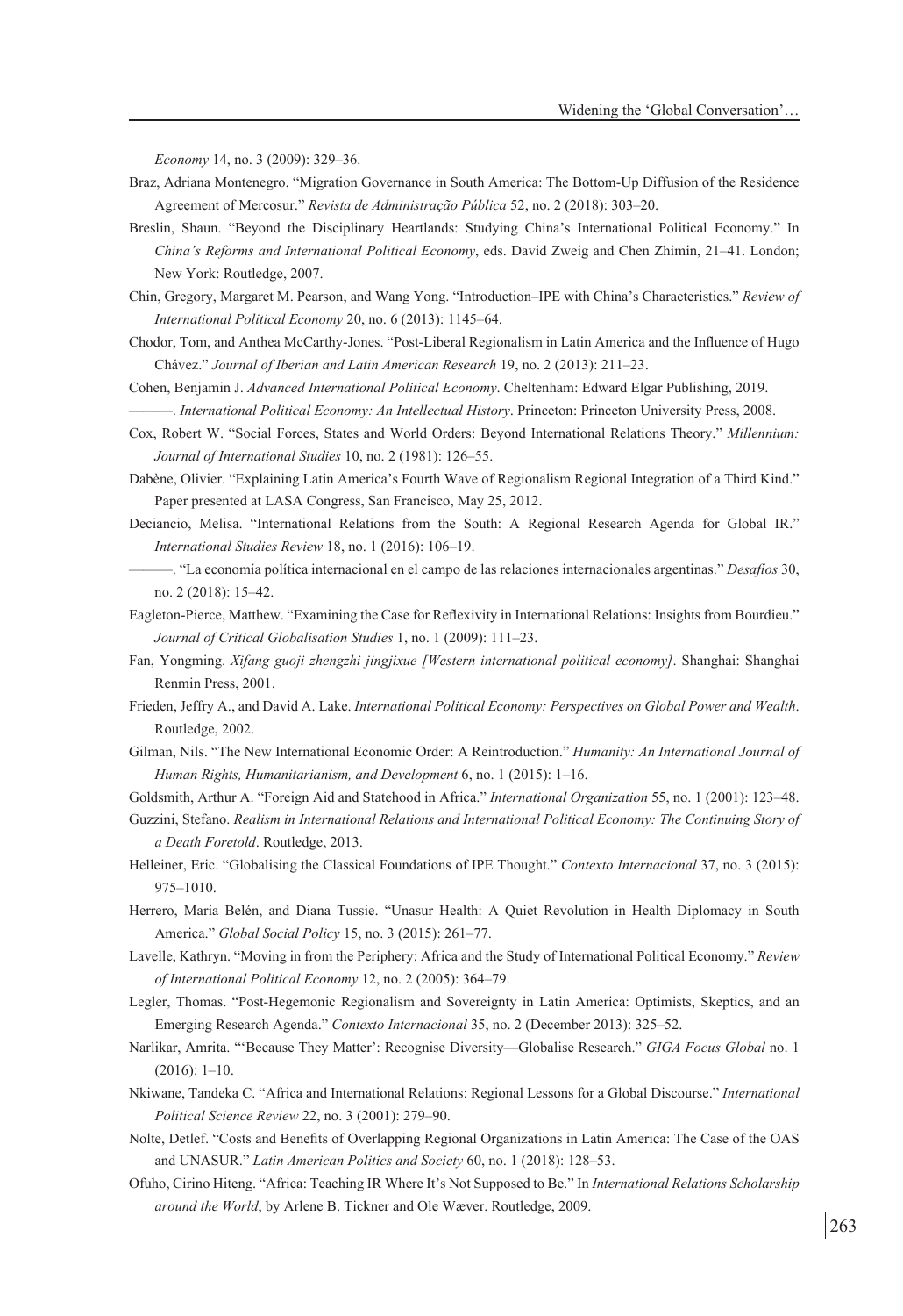*Economy* 14, no. 3 (2009): 329–36.

Braz, Adriana Montenegro. “Migration Governance in South America: The Bottom-Up Diffusion of the Residence Agreement of Mercosur.” *Revista de Administração Pública* 52, no. 2 (2018): 303–20.

Breslin, Shaun. “Beyond the Disciplinary Heartlands: Studying China’s International Political Economy.” In *China’s Reforms and International Political Economy*, eds. David Zweig and Chen Zhimin, 21–41. London; New York: Routledge, 2007.

Chin, Gregory, Margaret M. Pearson, and Wang Yong. “Introduction–IPE with China’s Characteristics.” *Review of International Political Economy* 20, no. 6 (2013): 1145–64.

Chodor, Tom, and Anthea McCarthy-Jones. “Post-Liberal Regionalism in Latin America and the Influence of Hugo Chávez.” *Journal of Iberian and Latin American Research* 19, no. 2 (2013): 211–23.

Cohen, Benjamin J. *Advanced International Political Economy*. Cheltenham: Edward Elgar Publishing, 2019.

———. *International Political Economy: An Intellectual History*. Princeton: Princeton University Press, 2008.

Cox, Robert W. “Social Forces, States and World Orders: Beyond International Relations Theory.” *Millennium: Journal of International Studies* 10, no. 2 (1981): 126–55.

Dabène, Olivier. “Explaining Latin America’s Fourth Wave of Regionalism Regional Integration of a Third Kind.” Paper presented at LASA Congress, San Francisco, May 25, 2012.

Deciancio, Melisa. “International Relations from the South: A Regional Research Agenda for Global IR.” *International Studies Review* 18, no. 1 (2016): 106–19.

———. “La economía política internacional en el campo de las relaciones internacionales argentinas.” *Desafíos* 30, no. 2 (2018): 15–42.

Eagleton-Pierce, Matthew. “Examining the Case for Reflexivity in International Relations: Insights from Bourdieu.” *Journal of Critical Globalisation Studies* 1, no. 1 (2009): 111–23.

Fan, Yongming. *Xifang guoji zhengzhi jingjixue [Western international political economy]*. Shanghai: Shanghai Renmin Press, 2001.

Frieden, Jeffry A., and David A. Lake. *International Political Economy: Perspectives on Global Power and Wealth*. Routledge, 2002.

Gilman, Nils. “The New International Economic Order: A Reintroduction.” *Humanity: An International Journal of Human Rights, Humanitarianism, and Development* 6, no. 1 (2015): 1–16.

Goldsmith, Arthur A. “Foreign Aid and Statehood in Africa.” *International Organization* 55, no. 1 (2001): 123–48.

Guzzini, Stefano. *Realism in International Relations and International Political Economy: The Continuing Story of a Death Foretold*. Routledge, 2013.

Helleiner, Eric. “Globalising the Classical Foundations of IPE Thought.” *Contexto Internacional* 37, no. 3 (2015): 975–1010.

Herrero, María Belén, and Diana Tussie. “Unasur Health: A Quiet Revolution in Health Diplomacy in South America.” *Global Social Policy* 15, no. 3 (2015): 261–77.

Lavelle, Kathryn. “Moving in from the Periphery: Africa and the Study of International Political Economy.” *Review of International Political Economy* 12, no. 2 (2005): 364–79.

Legler, Thomas. “Post-Hegemonic Regionalism and Sovereignty in Latin America: Optimists, Skeptics, and an Emerging Research Agenda.” *Contexto Internacional* 35, no. 2 (December 2013): 325–52.

Narlikar, Amrita. “‘Because They Matter’: Recognise Diversity—Globalise Research.” *GIGA Focus Global* no. 1 (2016): 1–10.

Nkiwane, Tandeka C. “Africa and International Relations: Regional Lessons for a Global Discourse.” *International Political Science Review* 22, no. 3 (2001): 279–90.

Nolte, Detlef. “Costs and Benefits of Overlapping Regional Organizations in Latin America: The Case of the OAS and UNASUR.” *Latin American Politics and Society* 60, no. 1 (2018): 128–53.

Ofuho, Cirino Hiteng. “Africa: Teaching IR Where It’s Not Supposed to Be.” In *International Relations Scholarship around the World*, by Arlene B. Tickner and Ole Wæver. Routledge, 2009.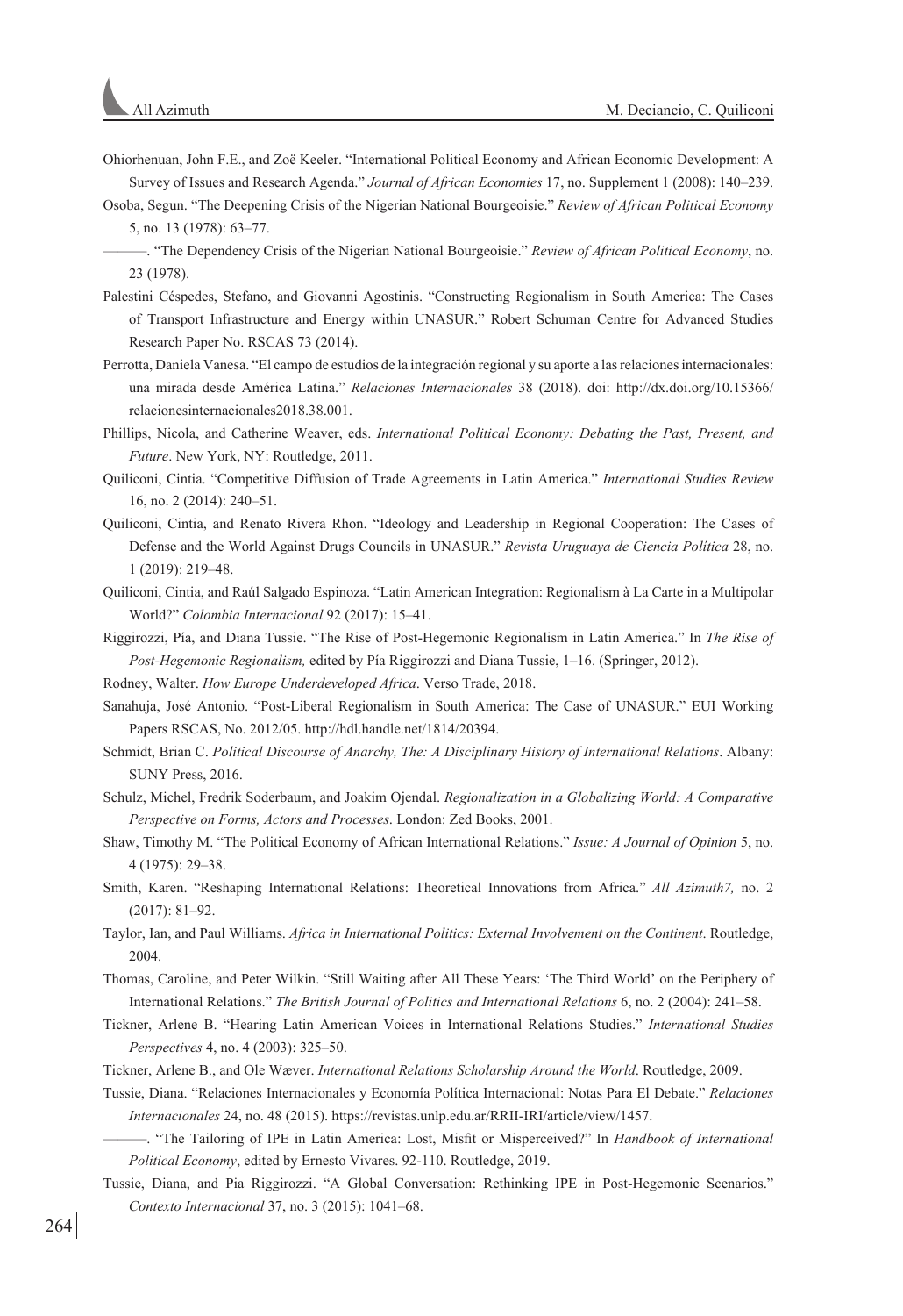Ohiorhenuan, John F.E., and Zoë Keeler. "International Political Economy and African Economic Development: A Survey of Issues and Research Agenda." *Journal of African Economies* 17, no. Supplement 1 (2008): 140–239.

Osoba, Segun. "The Deepening Crisis of the Nigerian National Bourgeoisie." *Review of African Political Economy* 5, no. 13 (1978): 63–77.

———. "The Dependency Crisis of the Nigerian National Bourgeoisie." *Review of African Political Economy*, no. 23 (1978).

Palestini Céspedes, Stefano, and Giovanni Agostinis. "Constructing Regionalism in South America: The Cases of Transport Infrastructure and Energy within UNASUR." Robert Schuman Centre for Advanced Studies Research Paper No. RSCAS 73 (2014).

Perrotta, Daniela Vanesa. "El campo de estudios de la integración regional y su aporte a las relaciones internacionales: una mirada desde América Latina." *Relaciones Internacionales* 38 (2018). doi: http://dx.doi.org/10.15366/relacionesinternacionales2018.38.001.

Phillips, Nicola, and Catherine Weaver, eds. *International Political Economy: Debating the Past, Present, and Future*. New York, NY: Routledge, 2011.

Quiliconi, Cintia. "Competitive Diffusion of Trade Agreements in Latin America." *International Studies Review* 16, no. 2 (2014): 240–51.

Quiliconi, Cintia, and Renato Rivera Rhon. "Ideology and Leadership in Regional Cooperation: The Cases of Defense and the World Against Drugs Councils in UNASUR." *Revista Uruguaya de Ciencia Política* 28, no. 1 (2019): 219–48.

Quiliconi, Cintia, and Raúl Salgado Espinoza. "Latin American Integration: Regionalism à La Carte in a Multipolar World?" *Colombia Internacional* 92 (2017): 15–41.

Riggirozzi, Pía, and Diana Tussie. "The Rise of Post-Hegemonic Regionalism in Latin America." In *The Rise of Post-Hegemonic Regionalism,* edited by Pía Riggirozzi and Diana Tussie, 1–16. (Springer, 2012).

Rodney, Walter. *How Europe Underdeveloped Africa*. Verso Trade, 2018.

Sanahuja, José Antonio. "Post-Liberal Regionalism in South America: The Case of UNASUR." EUI Working Papers RSCAS, No. 2012/05. http://hdl.handle.net/1814/20394.

Schmidt, Brian C. *Political Discourse of Anarchy, The: A Disciplinary History of International Relations*. Albany: SUNY Press, 2016.

Schulz, Michel, Fredrik Soderbaum, and Joakim Ojendal. *Regionalization in a Globalizing World: A Comparative Perspective on Forms, Actors and Processes*. London: Zed Books, 2001.

Shaw, Timothy M. "The Political Economy of African International Relations." *Issue: A Journal of Opinion* 5, no. 4 (1975): 29–38.

Smith, Karen. "Reshaping International Relations: Theoretical Innovations from Africa." *All Azimuth7,* no. 2 (2017): 81–92.

Taylor, Ian, and Paul Williams. *Africa in International Politics: External Involvement on the Continent*. Routledge, 2004.

Thomas, Caroline, and Peter Wilkin. "Still Waiting after All These Years: 'The Third World' on the Periphery of International Relations." *The British Journal of Politics and International Relations* 6, no. 2 (2004): 241–58.

Tickner, Arlene B. "Hearing Latin American Voices in International Relations Studies." *International Studies Perspectives* 4, no. 4 (2003): 325–50.

Tickner, Arlene B., and Ole Wæver. *International Relations Scholarship Around the World*. Routledge, 2009.

Tussie, Diana. "Relaciones Internacionales y Economía Política Internacional: Notas Para El Debate." *Relaciones Internacionales* 24, no. 48 (2015). https://revistas.unlp.edu.ar/RRII-IRI/article/view/1457.

———. "The Tailoring of IPE in Latin America: Lost, Misfit or Misperceived?" In *Handbook of International Political Economy*, edited by Ernesto Vivares. 92-110. Routledge, 2019.

Tussie, Diana, and Pia Riggirozzi. "A Global Conversation: Rethinking IPE in Post-Hegemonic Scenarios." *Contexto Internacional* 37, no. 3 (2015): 1041–68.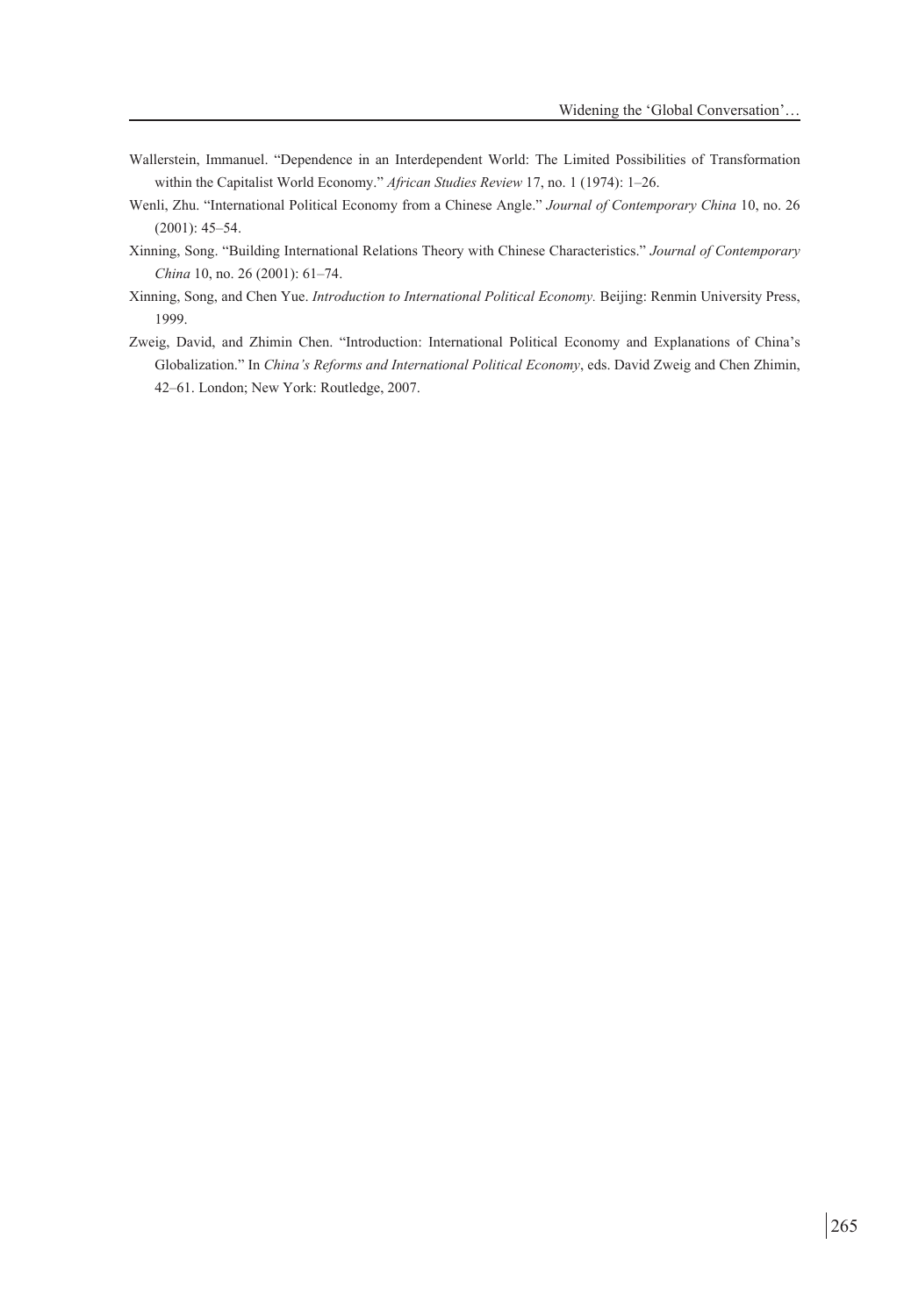Wallerstein, Immanuel. "Dependence in an Interdependent World: The Limited Possibilities of Transformation within the Capitalist World Economy." *African Studies Review* 17, no. 1 (1974): 1–26.

Wenli, Zhu. "International Political Economy from a Chinese Angle." *Journal of Contemporary China* 10, no. 26 (2001): 45–54.

Xinning, Song. "Building International Relations Theory with Chinese Characteristics." *Journal of Contemporary China* 10, no. 26 (2001): 61–74.

Xinning, Song, and Chen Yue. *Introduction to International Political Economy.* Beijing: Renmin University Press, 1999.

Zweig, David, and Zhimin Chen. "Introduction: International Political Economy and Explanations of China's Globalization." In *China's Reforms and International Political Economy*, eds. David Zweig and Chen Zhimin, 42–61. London; New York: Routledge, 2007.